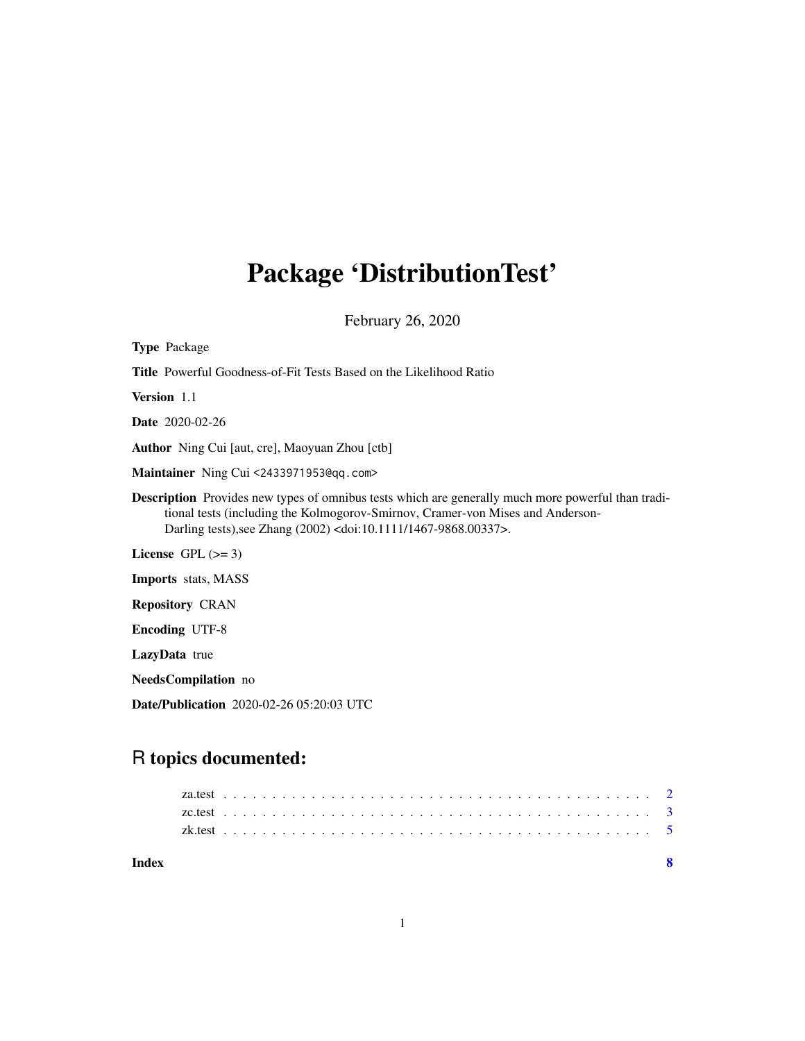# Package 'DistributionTest'

February 26, 2020

**Type** Package

**Title** Powerful Goodness-of-Fit Tests Based on the Likelihood Ratio

**Version** 1.1

**Date** 2020-02-26

**Author** Ning Cui [aut, cre], Maoyuan Zhou [ctb]

**Maintainer** Ning Cui <2433971953@qq.com>

**Description** Provides new types of omnibus tests which are generally much more powerful than traditional tests (including the Kolmogorov-Smirnov, Cramer-von Mises and Anderson-Darling tests),see Zhang (2002) <doi:10.1111/1467-9868.00337>.

**License** GPL (>= 3)

**Imports** stats, MASS

**Repository** CRAN

**Encoding** UTF-8

**LazyData** true

**NeedsCompilation** no

**Date/Publication** 2020-02-26 05:20:03 UTC

## R topics documented:

za.test . . . . . . . . . . . . . . . . . . . . . . . . . . . . . . . . . . . . . . . . . . . 2
zc.test . . . . . . . . . . . . . . . . . . . . . . . . . . . . . . . . . . . . . . . . . . . 3
zk.test . . . . . . . . . . . . . . . . . . . . . . . . . . . . . . . . . . . . . . . . . . . 5

**Index** **8**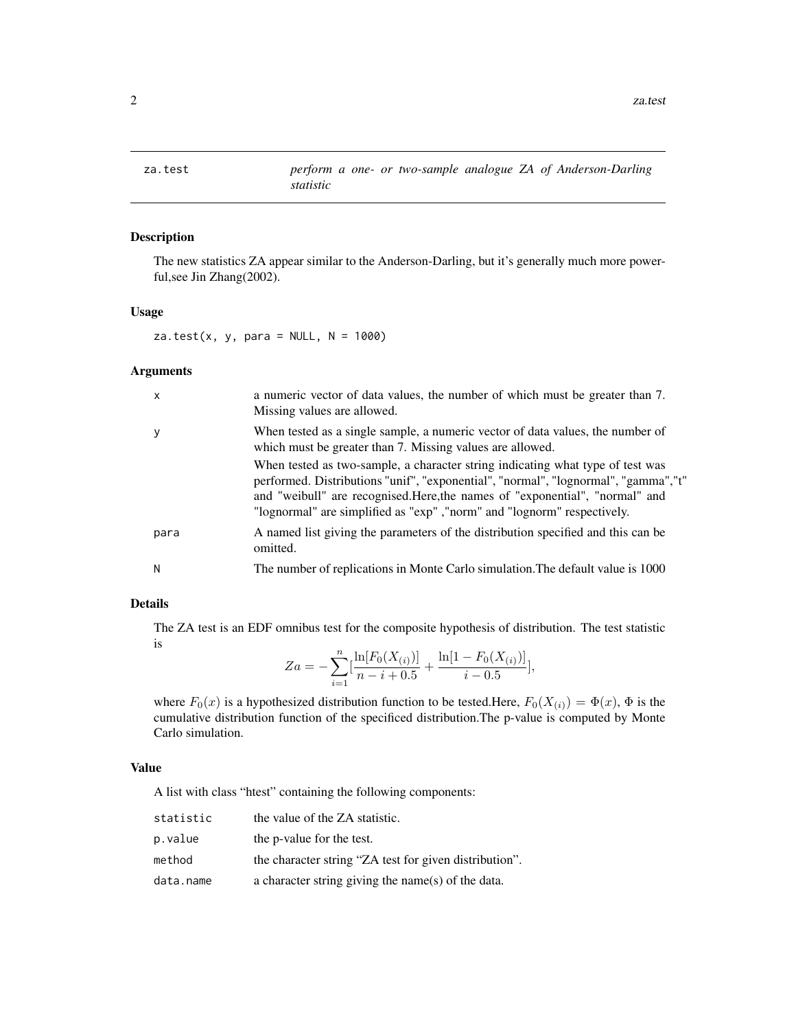| za.test | *perform a one- or two-sample analogue ZA of Anderson-Darling statistic* |
|---|---|

## Description

The new statistics ZA appear similar to the Anderson-Darling, but it's generally much more powerful,see Jin Zhang(2002).

## Usage

```
za.test(x, y, para = NULL, N = 1000)
```

## Arguments

| | |
|---|---|
| x | a numeric vector of data values, the number of which must be greater than 7. Missing values are allowed. |
| y | When tested as a single sample, a numeric vector of data values, the number of which must be greater than 7. Missing values are allowed. When tested as two-sample, a character string indicating what type of test was performed. Distributions "unif", "exponential", "normal", "lognormal", "gamma","t" and "weibull" are recognised.Here,the names of "exponential", "normal" and "lognormal" are simplified as "exp" ,"norm" and "lognorm" respectively. |
| para | A named list giving the parameters of the distribution specified and this can be omitted. |
| N | The number of replications in Monte Carlo simulation.The default value is 1000 |

## Details

The ZA test is an EDF omnibus test for the composite hypothesis of distribution. The test statistic is

$$Za = -\sum_{i=1}^{n}[\frac{\ln[F_0(X_{(i)})]}{n-i+0.5} + \frac{\ln[1-F_0(X_{(i)})]}{i-0.5}],$$

where $F_0(x)$ is a hypothesized distribution function to be tested.Here, $F_0(X_{(i)}) = \Phi(x)$, $\Phi$ is the cumulative distribution function of the specificed distribution.The p-value is computed by Monte Carlo simulation.

## Value

A list with class "htest" containing the following components:

| | |
|---|---|
| statistic | the value of the ZA statistic. |
| p.value | the p-value for the test. |
| method | the character string "ZA test for given distribution". |
| data.name | a character string giving the name(s) of the data. |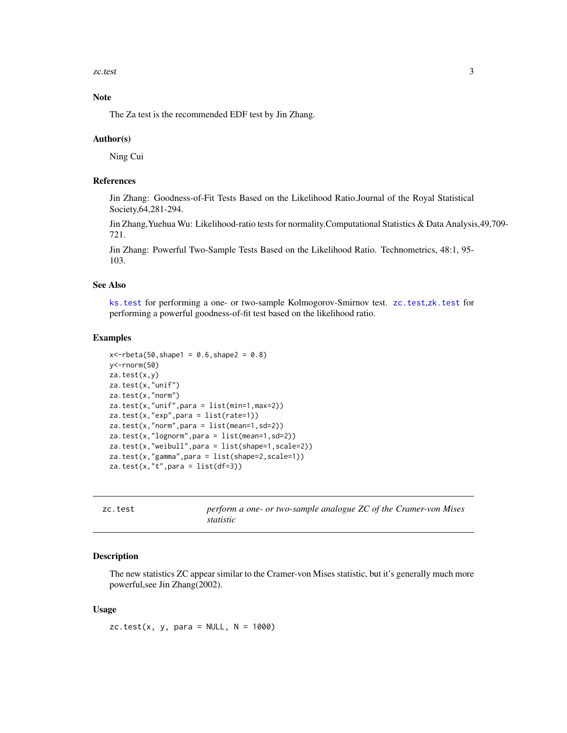### Note

The Za test is the recommended EDF test by Jin Zhang.

### Author(s)

Ning Cui

### References

Jin Zhang: Goodness-of-Fit Tests Based on the Likelihood Ratio.Journal of the Royal Statistical Society,64,281-294.

Jin Zhang,Yuehua Wu: Likelihood-ratio tests for normality.Computational Statistics & Data Analysis,49,709-721.

Jin Zhang: Powerful Two-Sample Tests Based on the Likelihood Ratio. Technometrics, 48:1, 95-103.

### See Also

`ks.test` for performing a one- or two-sample Kolmogorov-Smirnov test. `zc.test`,`zk.test` for performing a powerful goodness-of-fit test based on the likelihood ratio.

### Examples

```
x<-rbeta(50,shape1 = 0.6,shape2 = 0.8)
y<-rnorm(50)
za.test(x,y)
za.test(x,"unif")
za.test(x,"norm")
za.test(x,"unif",para = list(min=1,max=2))
za.test(x,"exp",para = list(rate=1))
za.test(x,"norm",para = list(mean=1,sd=2))
za.test(x,"lognorm",para = list(mean=1,sd=2))
za.test(x,"weibull",para = list(shape=1,scale=2))
za.test(x,"gamma",para = list(shape=2,scale=1))
za.test(x,"t",para = list(df=3))
```

---

## zc.test — *perform a one- or two-sample analogue ZC of the Cramer-von Mises statistic*

---

### Description

The new statistics ZC appear similar to the Cramer-von Mises statistic, but it's generally much more powerful,see Jin Zhang(2002).

### Usage

```
zc.test(x, y, para = NULL, N = 1000)
```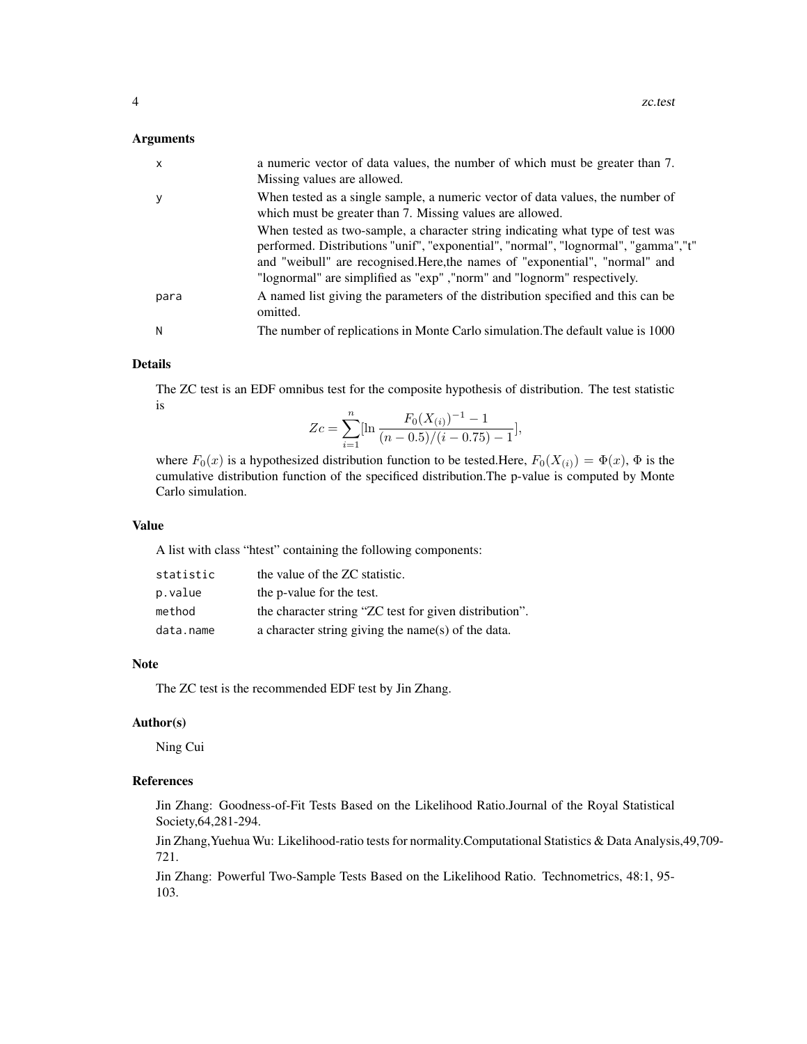## Arguments

| | |
|---|---|
| x | a numeric vector of data values, the number of which must be greater than 7. Missing values are allowed. |
| y | When tested as a single sample, a numeric vector of data values, the number of which must be greater than 7. Missing values are allowed. When tested as two-sample, a character string indicating what type of test was performed. Distributions "unif", "exponential", "normal", "lognormal", "gamma","t" and "weibull" are recognised.Here,the names of "exponential", "normal" and "lognormal" are simplified as "exp" ,"norm" and "lognorm" respectively. |
| para | A named list giving the parameters of the distribution specified and this can be omitted. |
| N | The number of replications in Monte Carlo simulation.The default value is 1000 |

## Details

The ZC test is an EDF omnibus test for the composite hypothesis of distribution. The test statistic is

$$Zc = \sum_{i=1}^{n}[\ln \frac{F_0(X_{(i)})^{-1} - 1}{(n-0.5)/(i-0.75)-1}],$$

where $F_0(x)$ is a hypothesized distribution function to be tested.Here, $F_0(X_{(i)}) = \Phi(x)$, $\Phi$ is the cumulative distribution function of the specificed distribution.The p-value is computed by Monte Carlo simulation.

## Value

A list with class "htest" containing the following components:

| | |
|---|---|
| statistic | the value of the ZC statistic. |
| p.value | the p-value for the test. |
| method | the character string "ZC test for given distribution". |
| data.name | a character string giving the name(s) of the data. |

## Note

The ZC test is the recommended EDF test by Jin Zhang.

## Author(s)

Ning Cui

## References

Jin Zhang: Goodness-of-Fit Tests Based on the Likelihood Ratio.Journal of the Royal Statistical Society,64,281-294.

Jin Zhang,Yuehua Wu: Likelihood-ratio tests for normality.Computational Statistics & Data Analysis,49,709-721.

Jin Zhang: Powerful Two-Sample Tests Based on the Likelihood Ratio. Technometrics, 48:1, 95-103.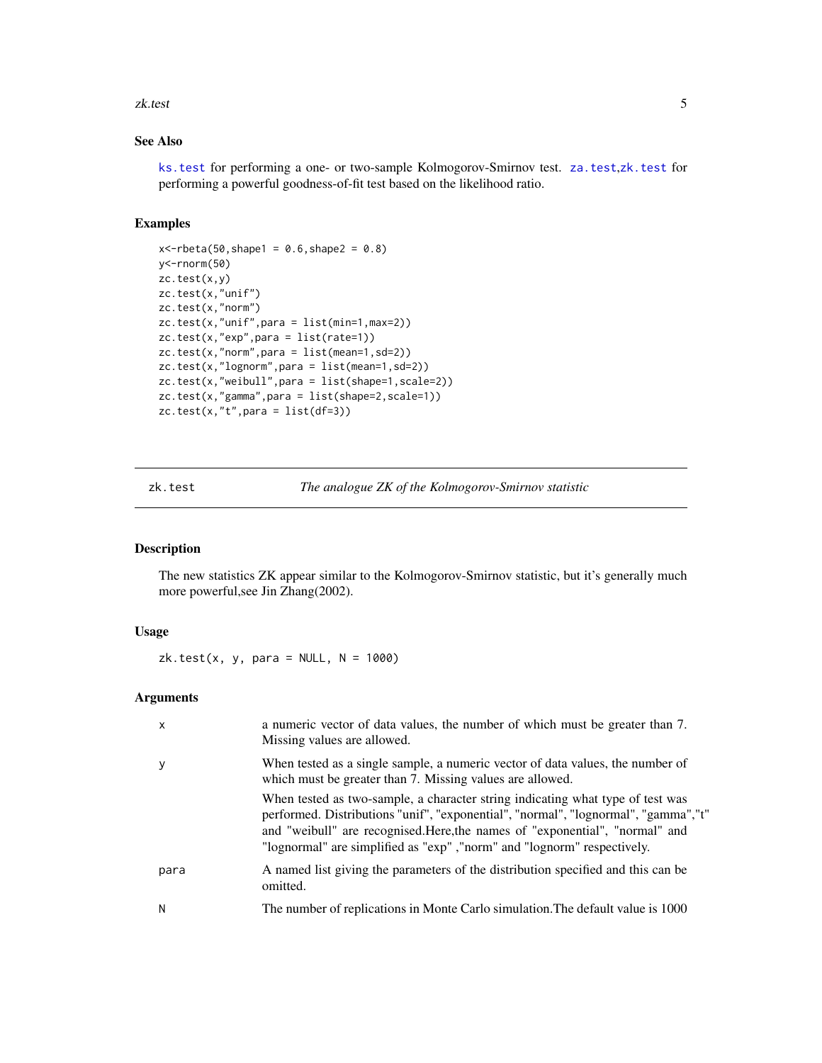### See Also

`ks.test` for performing a one- or two-sample Kolmogorov-Smirnov test. `za.test`,`zk.test` for performing a powerful goodness-of-fit test based on the likelihood ratio.

### Examples

```
x<-rbeta(50,shape1 = 0.6,shape2 = 0.8)
y<-rnorm(50)
zc.test(x,y)
zc.test(x,"unif")
zc.test(x,"norm")
zc.test(x,"unif",para = list(min=1,max=2))
zc.test(x,"exp",para = list(rate=1))
zc.test(x,"norm",para = list(mean=1,sd=2))
zc.test(x,"lognorm",para = list(mean=1,sd=2))
zc.test(x,"weibull",para = list(shape=1,scale=2))
zc.test(x,"gamma",para = list(shape=2,scale=1))
zc.test(x,"t",para = list(df=3))
```

---

## zk.test — *The analogue ZK of the Kolmogorov-Smirnov statistic*

---

### Description

The new statistics ZK appear similar to the Kolmogorov-Smirnov statistic, but it's generally much more powerful,see Jin Zhang(2002).

### Usage

```
zk.test(x, y, para = NULL, N = 1000)
```

### Arguments

| | |
|---|---|
| x | a numeric vector of data values, the number of which must be greater than 7. Missing values are allowed. |
| y | When tested as a single sample, a numeric vector of data values, the number of which must be greater than 7. Missing values are allowed.<br><br>When tested as two-sample, a character string indicating what type of test was performed. Distributions "unif", "exponential", "normal", "lognormal", "gamma","t" and "weibull" are recognised.Here,the names of "exponential", "normal" and "lognormal" are simplified as "exp" ,"norm" and "lognorm" respectively. |
| para | A named list giving the parameters of the distribution specified and this can be omitted. |
| N | The number of replications in Monte Carlo simulation.The default value is 1000 |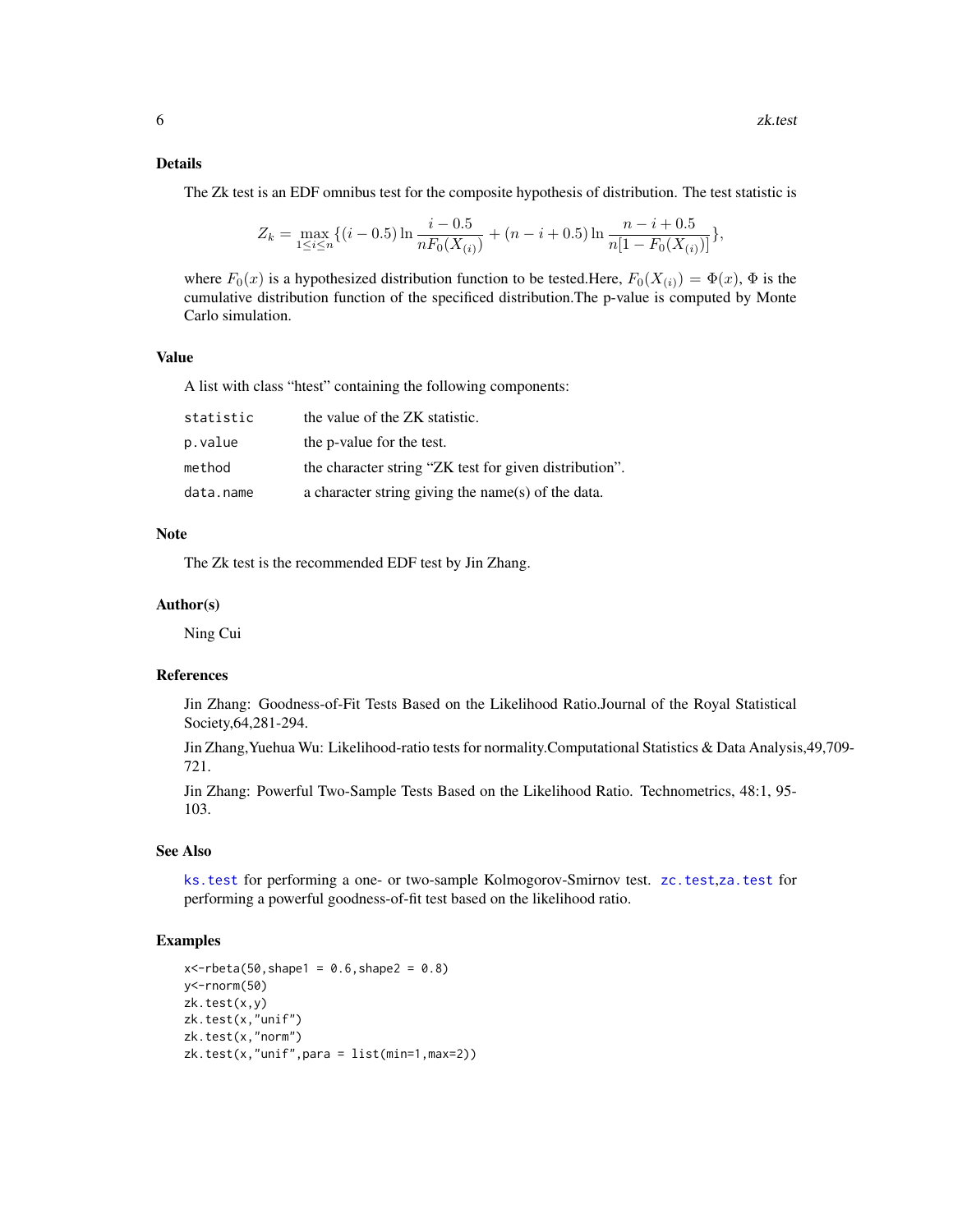### Details

The Zk test is an EDF omnibus test for the composite hypothesis of distribution. The test statistic is

$$Z_k = \max_{1 \le i \le n} \{(i - 0.5) \ln \frac{i - 0.5}{nF_0(X_{(i)})} + (n - i + 0.5) \ln \frac{n - i + 0.5}{n[1 - F_0(X_{(i)})]}\},$$

where $F_0(x)$ is a hypothesized distribution function to be tested.Here, $F_0(X_{(i)}) = \Phi(x)$, $\Phi$ is the cumulative distribution function of the specificed distribution.The p-value is computed by Monte Carlo simulation.

### Value

A list with class "htest" containing the following components:

| | |
|---|---|
| `statistic` | the value of the ZK statistic. |
| `p.value` | the p-value for the test. |
| `method` | the character string "ZK test for given distribution". |
| `data.name` | a character string giving the name(s) of the data. |

### Note

The Zk test is the recommended EDF test by Jin Zhang.

### Author(s)

Ning Cui

### References

Jin Zhang: Goodness-of-Fit Tests Based on the Likelihood Ratio.Journal of the Royal Statistical Society,64,281-294.

Jin Zhang,Yuehua Wu: Likelihood-ratio tests for normality.Computational Statistics & Data Analysis,49,709-721.

Jin Zhang: Powerful Two-Sample Tests Based on the Likelihood Ratio. Technometrics, 48:1, 95-103.

### See Also

`ks.test` for performing a one- or two-sample Kolmogorov-Smirnov test. `zc.test`,`za.test` for performing a powerful goodness-of-fit test based on the likelihood ratio.

### Examples

```
x<-rbeta(50,shape1 = 0.6,shape2 = 0.8)
y<-rnorm(50)
zk.test(x,y)
zk.test(x,"unif")
zk.test(x,"norm")
zk.test(x,"unif",para = list(min=1,max=2))
```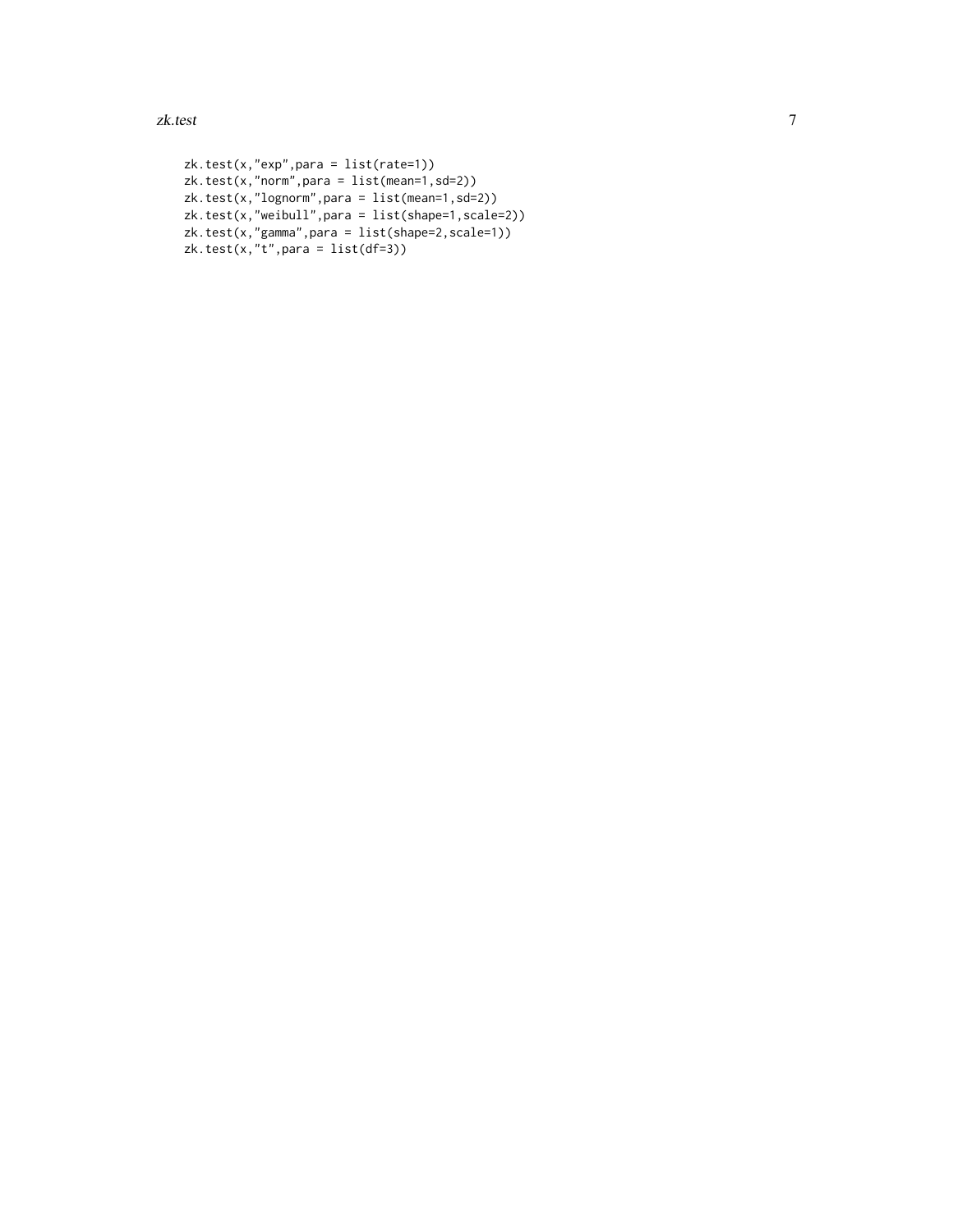```
zk.test(x,"exp",para = list(rate=1))
zk.test(x,"norm",para = list(mean=1,sd=2))
zk.test(x,"lognorm",para = list(mean=1,sd=2))
zk.test(x,"weibull",para = list(shape=1,scale=2))
zk.test(x,"gamma",para = list(shape=2,scale=1))
zk.test(x,"t",para = list(df=3))
```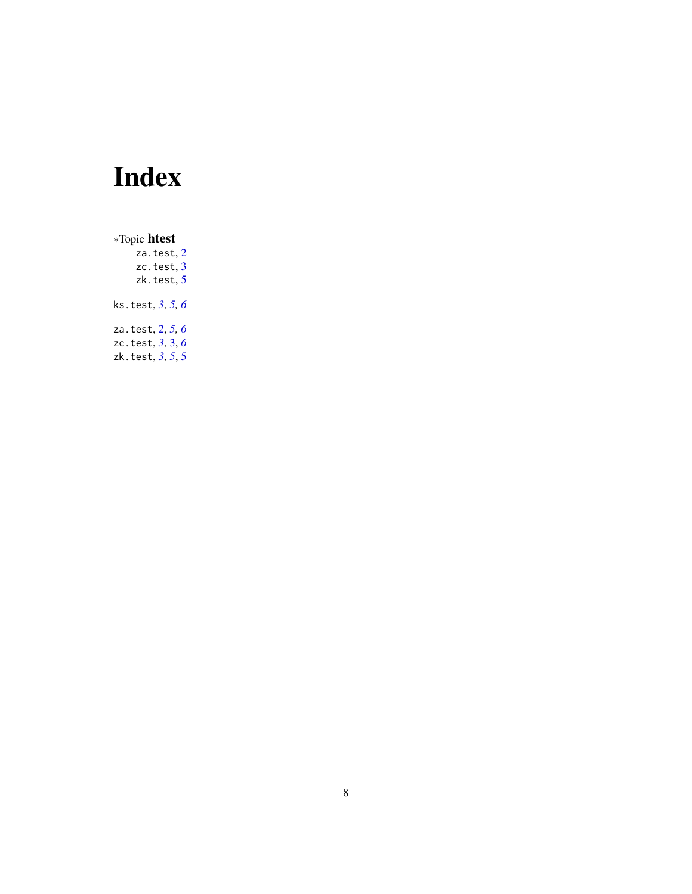# Index

*Topic **htest**

    za.test, 2
    zc.test, 3
    zk.test, 5

ks.test, *3*, *5, 6*

za.test, 2, *5, 6*
zc.test, *3*, 3, *6*
zk.test, *3*, *5*, 5